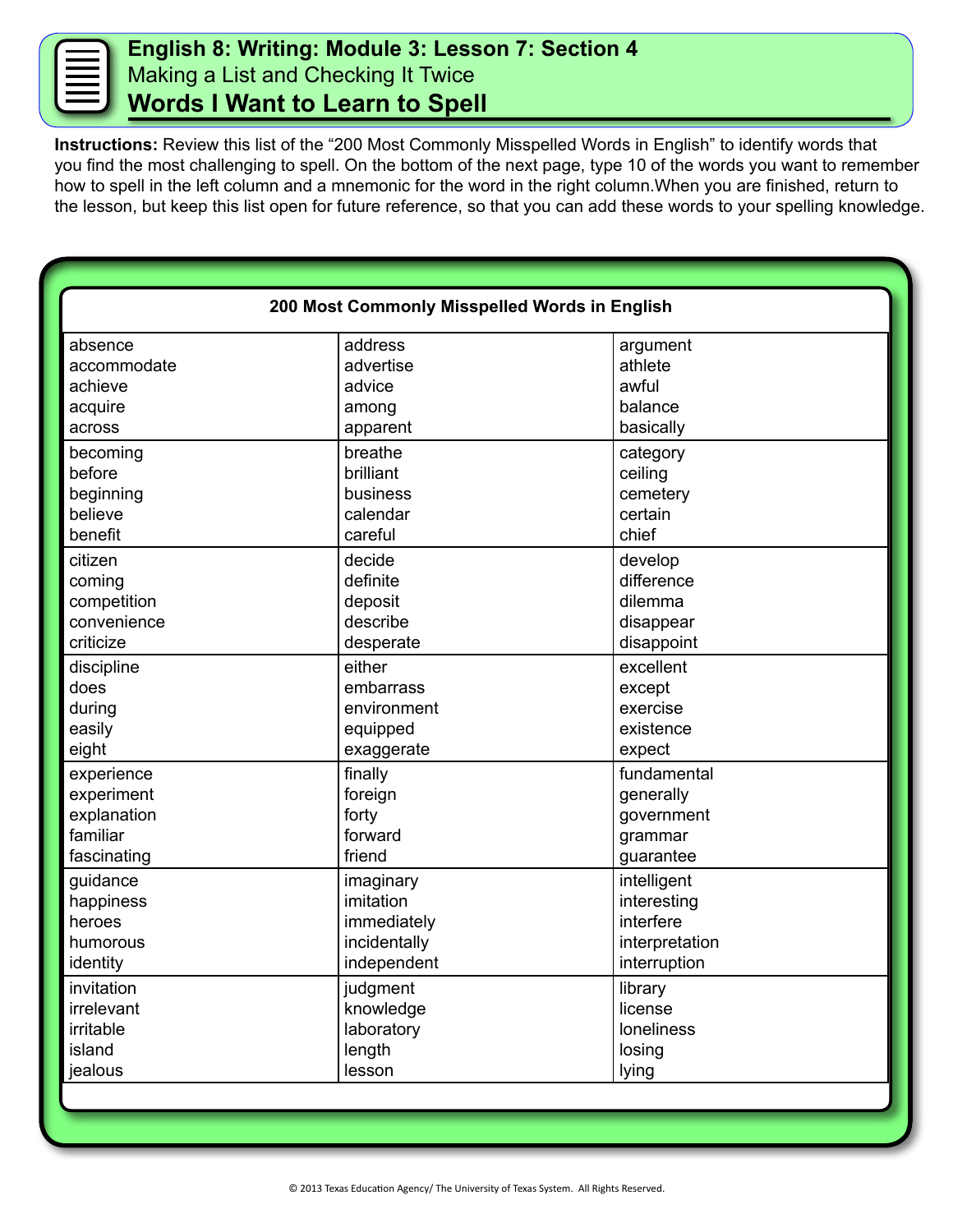# English 8: Writing: Module 3: Lesson 7: Section 4

Making a List and Checking It Twice

## Words I Want to Learn to Spell

**Instructions:** Review this list of the "200 Most Commonly Misspelled Words in English" to identify words that you find the most challenging to spell. On the bottom of the next page, type 10 of the words you want to remember how to spell in the left column and a mnemonic for the word in the right column.When you are finished, return to the lesson, but keep this list open for future reference, so that you can add these words to your spelling knowledge.

| 200 Most Commonly Misspelled Words in English | | |
|---|---|---|
| absence<br>accommodate<br>achieve<br>acquire<br>across | address<br>advertise<br>advice<br>among<br>apparent | argument<br>athlete<br>awful<br>balance<br>basically |
| becoming<br>before<br>beginning<br>believe<br>benefit | breathe<br>brilliant<br>business<br>calendar<br>careful | category<br>ceiling<br>cemetery<br>certain<br>chief |
| citizen<br>coming<br>competition<br>convenience<br>criticize | decide<br>definite<br>deposit<br>describe<br>desperate | develop<br>difference<br>dilemma<br>disappear<br>disappoint |
| discipline<br>does<br>during<br>easily<br>eight | either<br>embarrass<br>environment<br>equipped<br>exaggerate | excellent<br>except<br>exercise<br>existence<br>expect |
| experience<br>experiment<br>explanation<br>familiar<br>fascinating | finally<br>foreign<br>forty<br>forward<br>friend | fundamental<br>generally<br>government<br>grammar<br>guarantee |
| guidance<br>happiness<br>heroes<br>humorous<br>identity | imaginary<br>imitation<br>immediately<br>incidentally<br>independent | intelligent<br>interesting<br>interfere<br>interpretation<br>interruption |
| invitation<br>irrelevant<br>irritable<br>island<br>jealous | judgment<br>knowledge<br>laboratory<br>length<br>lesson | library<br>license<br>loneliness<br>losing<br>lying |

© 2013 Texas Education Agency/ The University of Texas System. All Rights Reserved.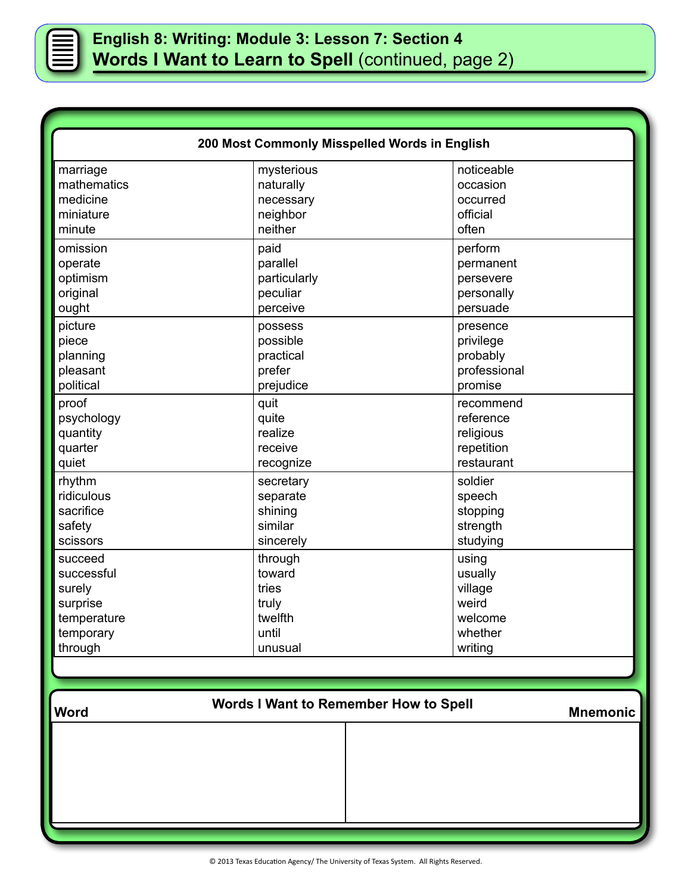# English 8: Writing: Module 3: Lesson 7: Section 4

## Words I Want to Learn to Spell (continued, page 2)

**200 Most Commonly Misspelled Words in English**

| | | |
|---|---|---|
| marriage<br>mathematics<br>medicine<br>miniature<br>minute | mysterious<br>naturally<br>necessary<br>neighbor<br>neither | noticeable<br>occasion<br>occurred<br>official<br>often |
| omission<br>operate<br>optimism<br>original<br>ought | paid<br>parallel<br>particularly<br>peculiar<br>perceive | perform<br>permanent<br>persevere<br>personally<br>persuade |
| picture<br>piece<br>planning<br>pleasant<br>political | possess<br>possible<br>practical<br>prefer<br>prejudice | presence<br>privilege<br>probably<br>professional<br>promise |
| proof<br>psychology<br>quantity<br>quarter<br>quiet | quit<br>quite<br>realize<br>receive<br>recognize | recommend<br>reference<br>religious<br>repetition<br>restaurant |
| rhythm<br>ridiculous<br>sacrifice<br>safety<br>scissors | secretary<br>separate<br>shining<br>similar<br>sincerely | soldier<br>speech<br>stopping<br>strength<br>studying |
| succeed<br>successful<br>surely<br>surprise<br>temperature<br>temporary<br>through | through<br>toward<br>tries<br>truly<br>twelfth<br>until<br>unusual | using<br>usually<br>village<br>weird<br>welcome<br>whether<br>writing |

**Words I Want to Remember How to Spell**

| Word | Mnemonic |
|---|---|
| | |